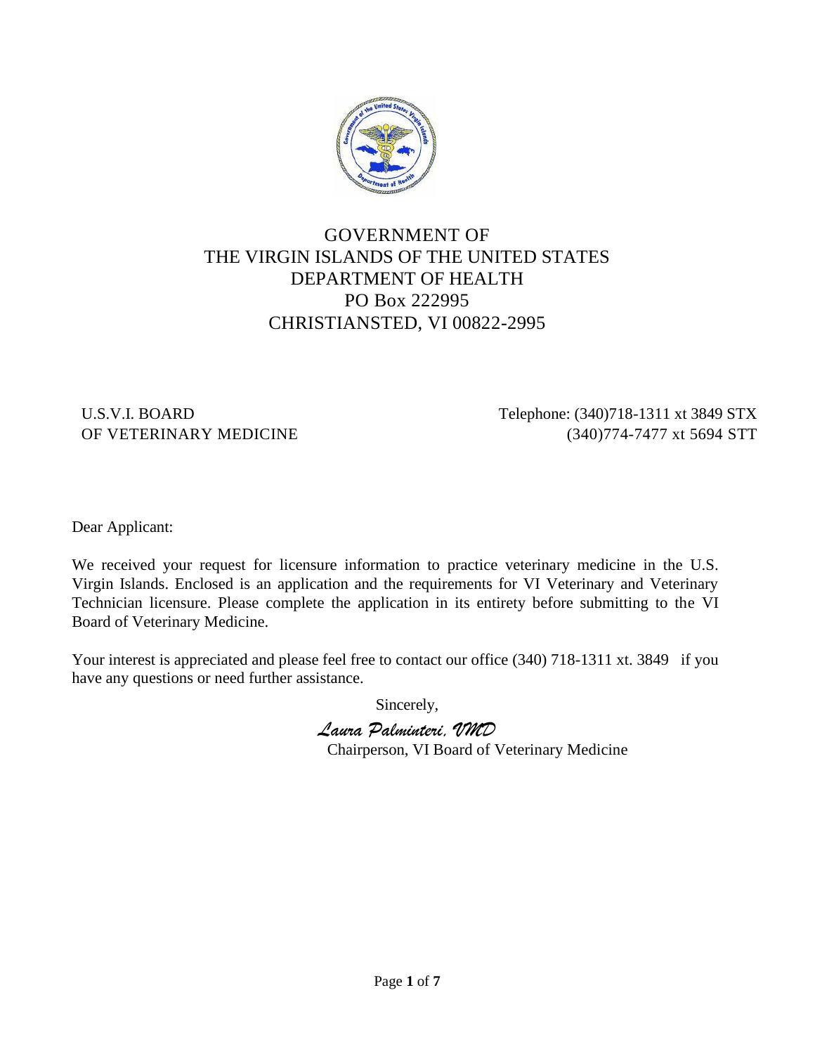# GOVERNMENT OF
# THE VIRGIN ISLANDS OF THE UNITED STATES
# DEPARTMENT OF HEALTH
# PO Box 222995
# CHRISTIANSTED, VI 00822-2995

U.S.V.I. BOARD
OF VETERINARY MEDICINE

Telephone: (340)718-1311 xt 3849 STX
(340)774-7477 xt 5694 STT

Dear Applicant:

We received your request for licensure information to practice veterinary medicine in the U.S. Virgin Islands. Enclosed is an application and the requirements for VI Veterinary and Veterinary Technician licensure. Please complete the application in its entirety before submitting to the VI Board of Veterinary Medicine.

Your interest is appreciated and please feel free to contact our office (340) 718-1311 xt. 3849 if you have any questions or need further assistance.

Sincerely,

*Laura Palminteri, VMD*
Chairperson, VI Board of Veterinary Medicine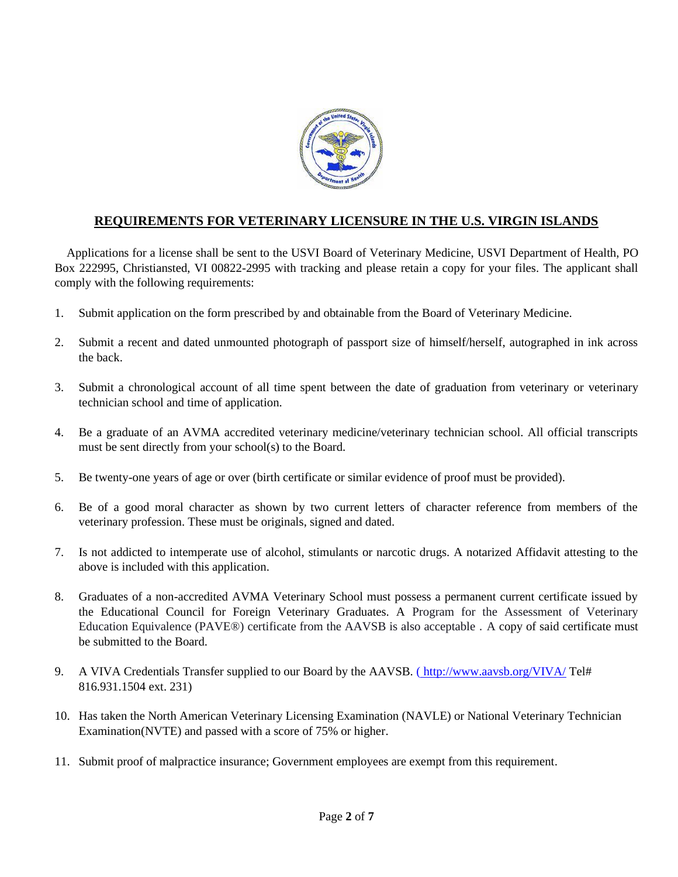## REQUIREMENTS FOR VETERINARY LICENSURE IN THE U.S. VIRGIN ISLANDS

Applications for a license shall be sent to the USVI Board of Veterinary Medicine, USVI Department of Health, PO Box 222995, Christiansted, VI 00822-2995 with tracking and please retain a copy for your files. The applicant shall comply with the following requirements:

1. Submit application on the form prescribed by and obtainable from the Board of Veterinary Medicine.

2. Submit a recent and dated unmounted photograph of passport size of himself/herself, autographed in ink across the back.

3. Submit a chronological account of all time spent between the date of graduation from veterinary or veterinary technician school and time of application.

4. Be a graduate of an AVMA accredited veterinary medicine/veterinary technician school. All official transcripts must be sent directly from your school(s) to the Board.

5. Be twenty-one years of age or over (birth certificate or similar evidence of proof must be provided).

6. Be of a good moral character as shown by two current letters of character reference from members of the veterinary profession. These must be originals, signed and dated.

7. Is not addicted to intemperate use of alcohol, stimulants or narcotic drugs. A notarized Affidavit attesting to the above is included with this application.

8. Graduates of a non-accredited AVMA Veterinary School must possess a permanent current certificate issued by the Educational Council for Foreign Veterinary Graduates. A Program for the Assessment of Veterinary Education Equivalence (PAVE®) certificate from the AAVSB is also acceptable . A copy of said certificate must be submitted to the Board.

9. A VIVA Credentials Transfer supplied to our Board by the AAVSB. ( http://www.aavsb.org/VIVA/ Tel# 816.931.1504 ext. 231)

10. Has taken the North American Veterinary Licensing Examination (NAVLE) or National Veterinary Technician Examination(NVTE) and passed with a score of 75% or higher.

11. Submit proof of malpractice insurance; Government employees are exempt from this requirement.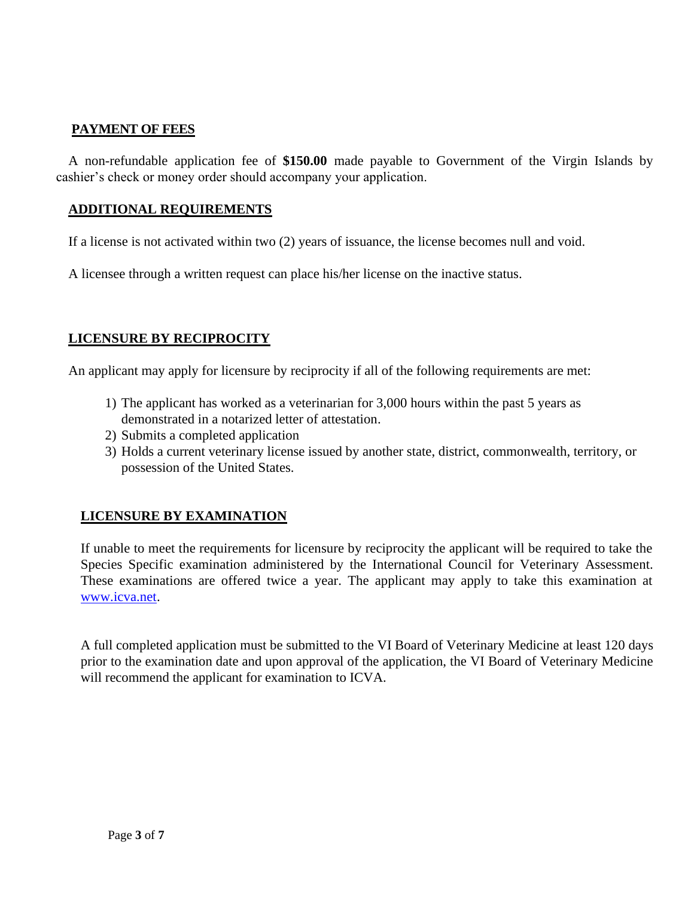## PAYMENT OF FEES

A non-refundable application fee of **$150.00** made payable to Government of the Virgin Islands by cashier's check or money order should accompany your application.

## ADDITIONAL REQUIREMENTS

If a license is not activated within two (2) years of issuance, the license becomes null and void.

A licensee through a written request can place his/her license on the inactive status.

## LICENSURE BY RECIPROCITY

An applicant may apply for licensure by reciprocity if all of the following requirements are met:

1) The applicant has worked as a veterinarian for 3,000 hours within the past 5 years as demonstrated in a notarized letter of attestation.
2) Submits a completed application
3) Holds a current veterinary license issued by another state, district, commonwealth, territory, or possession of the United States.

## LICENSURE BY EXAMINATION

If unable to meet the requirements for licensure by reciprocity the applicant will be required to take the Species Specific examination administered by the International Council for Veterinary Assessment. These examinations are offered twice a year. The applicant may apply to take this examination at www.icva.net.

A full completed application must be submitted to the VI Board of Veterinary Medicine at least 120 days prior to the examination date and upon approval of the application, the VI Board of Veterinary Medicine will recommend the applicant for examination to ICVA.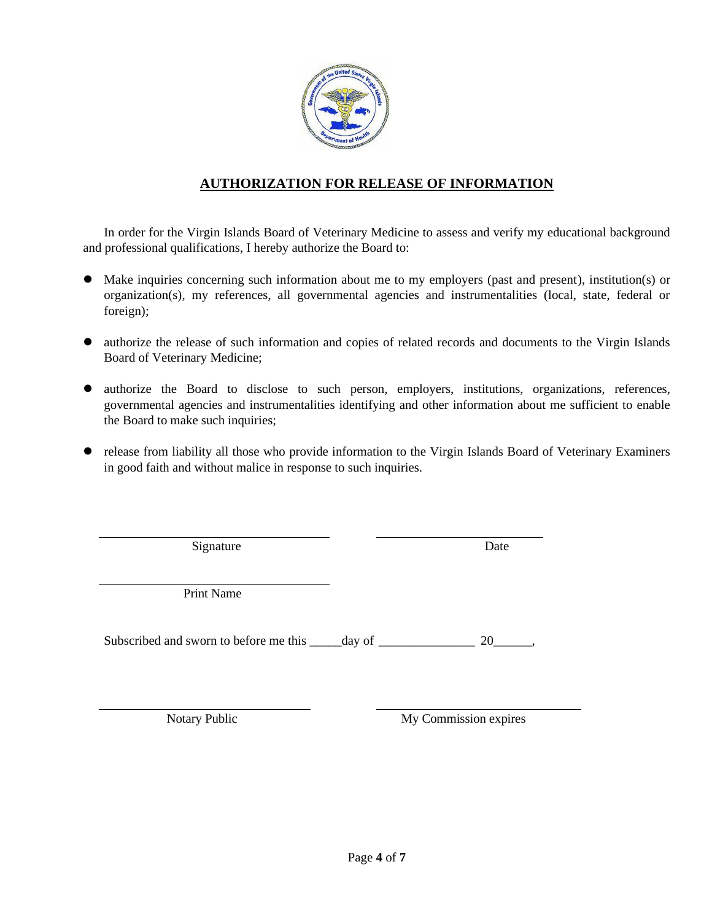## AUTHORIZATION FOR RELEASE OF INFORMATION

In order for the Virgin Islands Board of Veterinary Medicine to assess and verify my educational background and professional qualifications, I hereby authorize the Board to:

- Make inquiries concerning such information about me to my employers (past and present), institution(s) or organization(s), my references, all governmental agencies and instrumentalities (local, state, federal or foreign);
- authorize the release of such information and copies of related records and documents to the Virgin Islands Board of Veterinary Medicine;
- authorize the Board to disclose to such person, employers, institutions, organizations, references, governmental agencies and instrumentalities identifying and other information about me sufficient to enable the Board to make such inquiries;
- release from liability all those who provide information to the Virgin Islands Board of Veterinary Examiners in good faith and without malice in response to such inquiries.

\_\_\_\_\_\_\_\_\_\_\_\_\_\_\_\_\_\_\_\_\_\_\_\_\_\_\_\_\_\_ \_\_\_\_\_\_\_\_\_\_\_\_\_\_\_\_\_\_\_\_\_\_

Signature Date

\_\_\_\_\_\_\_\_\_\_\_\_\_\_\_\_\_\_\_\_\_\_\_\_\_\_\_\_\_\_

Print Name

Subscribed and sworn to before me this _____day of _______________ 20______,

\_\_\_\_\_\_\_\_\_\_\_\_\_\_\_\_\_\_\_\_\_\_\_\_\_\_\_\_ \_\_\_\_\_\_\_\_\_\_\_\_\_\_\_\_\_\_\_\_\_\_\_\_\_\_\_

Notary Public My Commission expires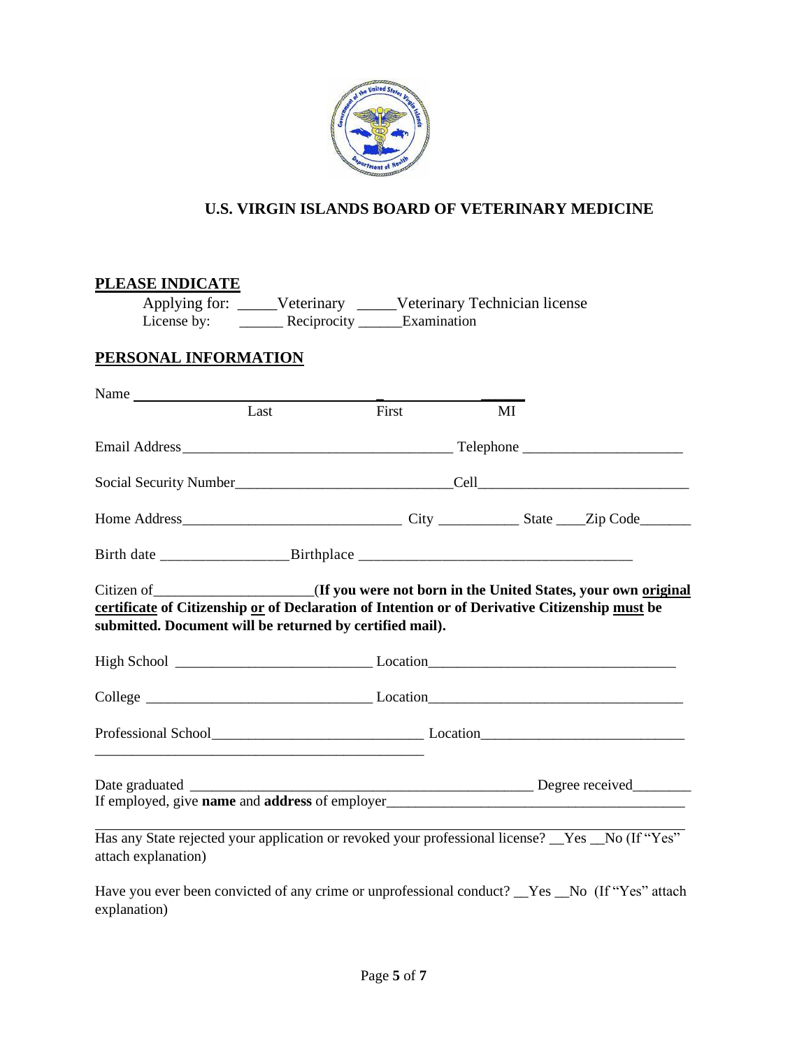## U.S. VIRGIN ISLANDS BOARD OF VETERINARY MEDICINE

### PLEASE INDICATE

Applying for: _____Veterinary _____Veterinary Technician license
License by: ______ Reciprocity ______Examination

### PERSONAL INFORMATION

Name ________________________________ ______________ ______
Last First MI

Email Address____________________________________ Telephone _____________________

Social Security Number_____________________________Cell____________________________

Home Address_____________________________ City ___________ State ____Zip Code_______

Birth date _________________Birthplace ___________________________________

Citizen of_____________________**(If you were not born in the United States, your own original certificate of Citizenship or of Declaration of Intention or of Derivative Citizenship must be submitted. Document will be returned by certified mail).**

High School __________________________ Location________________________________

College ______________________________ Location_________________________________

Professional School____________________________ Location___________________________
______________________________________________

Date graduated _______________________________________________ Degree received________
If employed, give **name** and **address** of employer________________________________________
______________________________________________________________________________

Has any State rejected your application or revoked your professional license? __Yes __No (If "Yes" attach explanation)

Have you ever been convicted of any crime or unprofessional conduct? __Yes __No (If "Yes" attach explanation)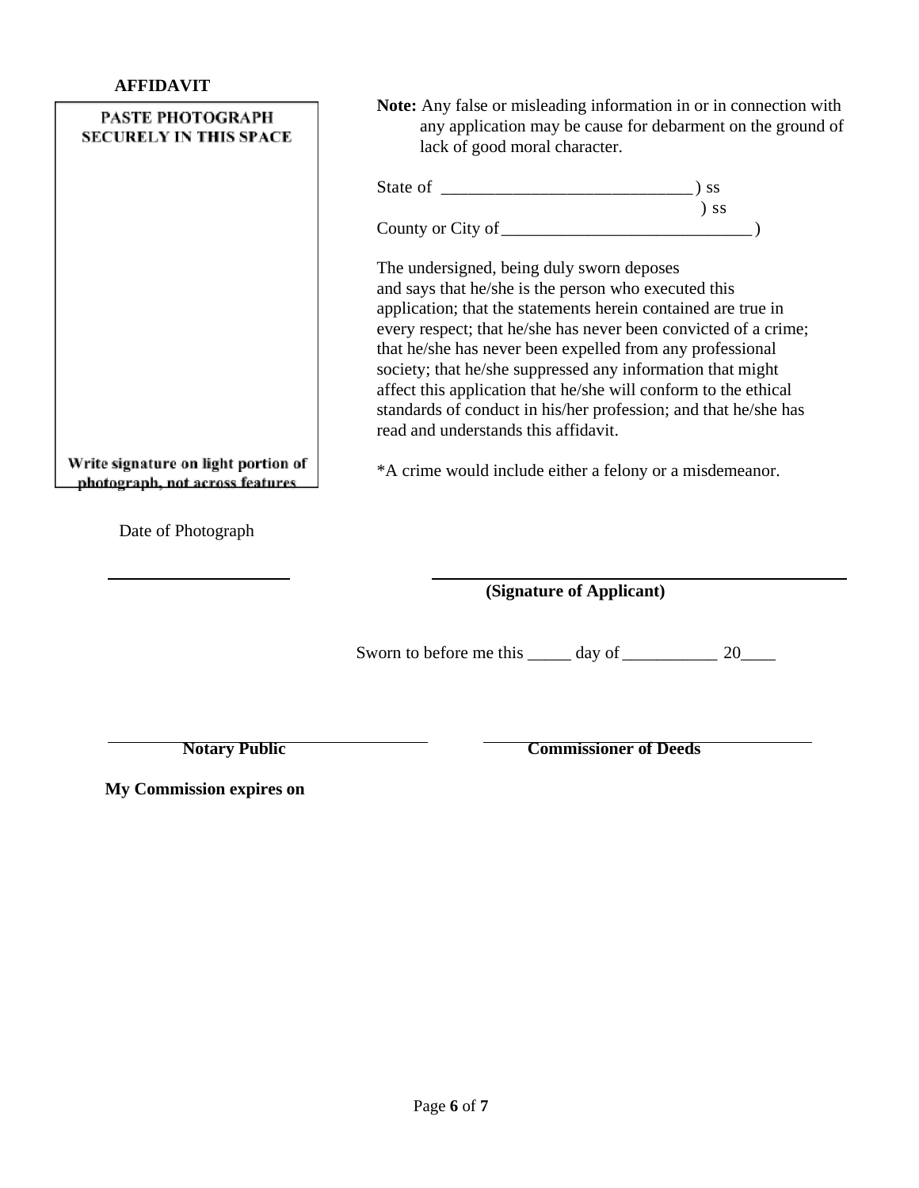**AFFIDAVIT**

PASTE PHOTOGRAPH SECURELY IN THIS SPACE

Write signature on light portion of photograph, not across features

Date of Photograph

______________________

**Note:** Any false or misleading information in or in connection with any application may be cause for debarment on the ground of lack of good moral character.

State of ____________________________ ) ss
) ss
County or City of ____________________________ )

The undersigned, being duly sworn deposes and says that he/she is the person who executed this application; that the statements herein contained are true in every respect; that he/she has never been convicted of a crime; that he/she has never been expelled from any professional society; that he/she suppressed any information that might affect this application that he/she will conform to the ethical standards of conduct in his/her profession; and that he/she has read and understands this affidavit.

*A crime would include either a felony or a misdemeanor.

______________________________________________

**(Signature of Applicant)**

Sworn to before me this _____ day of ___________ 20____

______________________________ **Notary Public**

______________________________ **Commissioner of Deeds**

**My Commission expires on**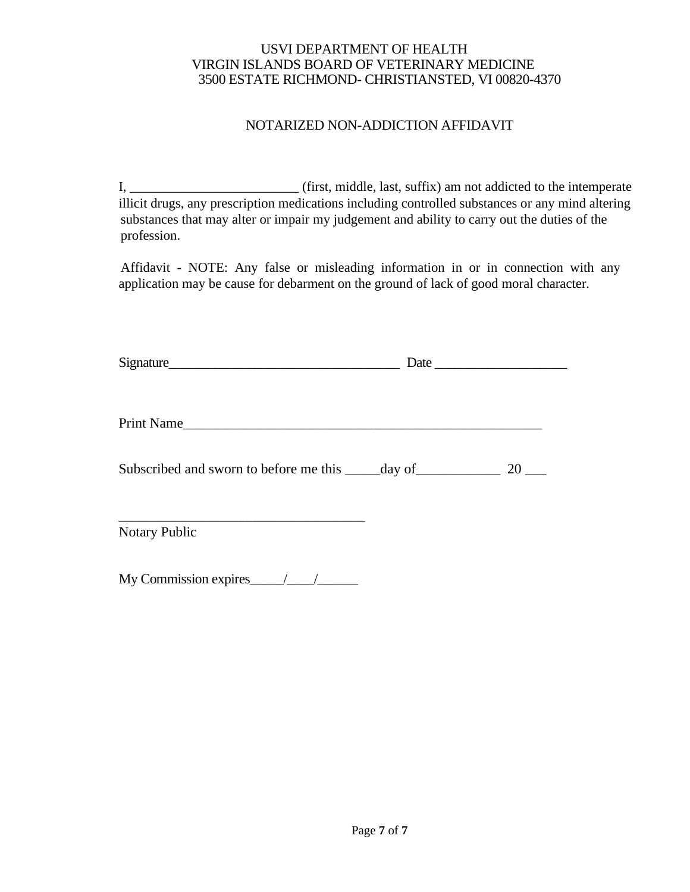USVI DEPARTMENT OF HEALTH
VIRGIN ISLANDS BOARD OF VETERINARY MEDICINE
3500 ESTATE RICHMOND- CHRISTIANSTED, VI 00820-4370

## NOTARIZED NON-ADDICTION AFFIDAVIT

I, _________________________ (first, middle, last, suffix) am not addicted to the intemperate illicit drugs, any prescription medications including controlled substances or any mind altering substances that may alter or impair my judgement and ability to carry out the duties of the profession.

Affidavit - NOTE: Any false or misleading information in or in connection with any application may be cause for debarment on the ground of lack of good moral character.

Signature___________________________________ Date ___________________

Print Name______________________________________________________

Subscribed and sworn to before me this _____day of____________ 20 ___

___________________________________
Notary Public

My Commission expires_____/____/______